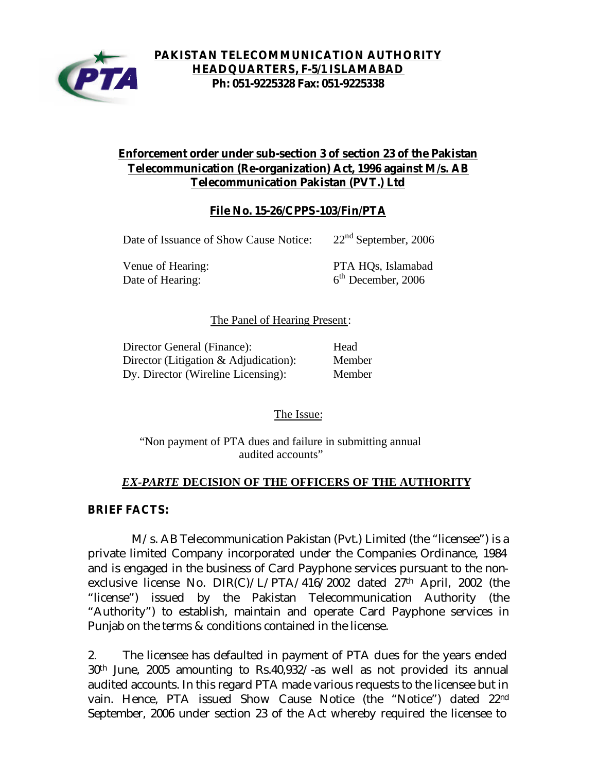**PAKISTAN TELECOMMUNICATION AUTHORITY**
**HEADQUARTERS, F-5/1 ISLAMABAD**
**Ph: 051-9225328 Fax: 051-9225338**

## Enforcement order under sub-section 3 of section 23 of the Pakistan Telecommunication (Re-organization) Act, 1996 against M/s. AB Telecommunication Pakistan (PVT.) Ltd

### File No. 15-26/CPPS-103/Fin/PTA

| | |
|---|---|
| Date of Issuance of Show Cause Notice: | 22nd September, 2006 |
| Venue of Hearing: | PTA HQs, Islamabad |
| Date of Hearing: | 6th December, 2006 |

The Panel of Hearing Present:

| | |
|---|---|
| Director General (Finance): | Head |
| Director (Litigation & Adjudication): | Member |
| Dy. Director (Wireline Licensing): | Member |

The Issue:

"Non payment of PTA dues and failure in submitting annual audited accounts"

### *EX-PARTE* DECISION OF THE OFFICERS OF THE AUTHORITY

**BRIEF FACTS:**

M/s. AB Telecommunication Pakistan (Pvt.) Limited (the "licensee") is a private limited Company incorporated under the Companies Ordinance, 1984 and is engaged in the business of Card Payphone services pursuant to the non-exclusive license No. DIR(C)/L/PTA/416/2002 dated 27th April, 2002 (the "license") issued by the Pakistan Telecommunication Authority (the "Authority") to establish, maintain and operate Card Payphone services in Punjab on the terms & conditions contained in the license.

2. The licensee has defaulted in payment of PTA dues for the years ended 30th June, 2005 amounting to Rs.40,932/-as well as not provided its annual audited accounts. In this regard PTA made various requests to the licensee but in vain. Hence, PTA issued Show Cause Notice (the "Notice") dated 22nd September, 2006 under section 23 of the Act whereby required the licensee to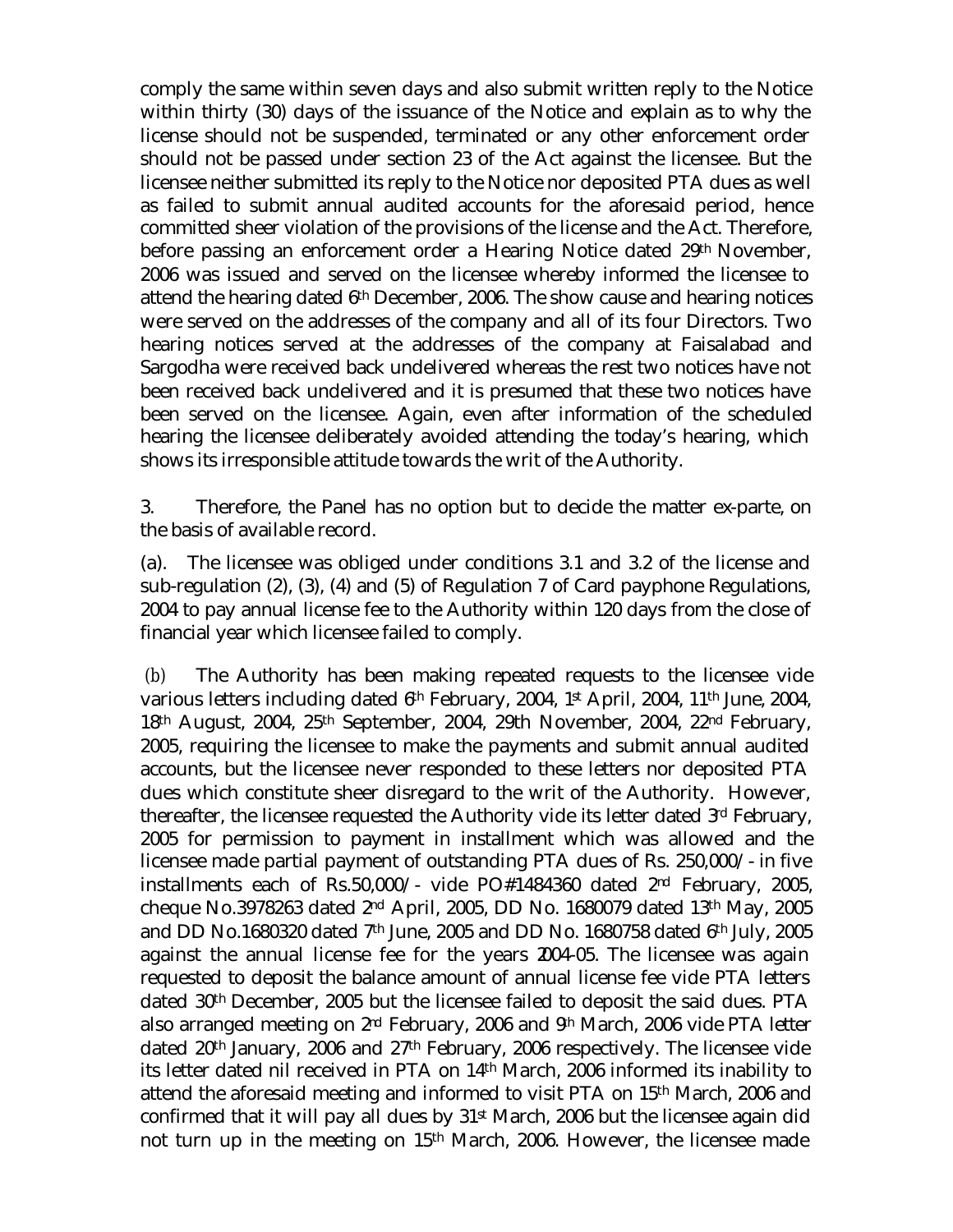comply the same within seven days and also submit written reply to the Notice within thirty (30) days of the issuance of the Notice and explain as to why the license should not be suspended, terminated or any other enforcement order should not be passed under section 23 of the Act against the licensee. But the licensee neither submitted its reply to the Notice nor deposited PTA dues as well as failed to submit annual audited accounts for the aforesaid period, hence committed sheer violation of the provisions of the license and the Act. Therefore, before passing an enforcement order a Hearing Notice dated 29th November, 2006 was issued and served on the licensee whereby informed the licensee to attend the hearing dated 6th December, 2006. The show cause and hearing notices were served on the addresses of the company and all of its four Directors. Two hearing notices served at the addresses of the company at Faisalabad and Sargodha were received back undelivered whereas the rest two notices have not been received back undelivered and it is presumed that these two notices have been served on the licensee. Again, even after information of the scheduled hearing the licensee deliberately avoided attending the today's hearing, which shows its irresponsible attitude towards the writ of the Authority.

3. Therefore, the Panel has no option but to decide the matter ex-parte, on the basis of available record.

(a). The licensee was obliged under conditions 3.1 and 3.2 of the license and sub-regulation (2), (3), (4) and (5) of Regulation 7 of Card payphone Regulations, 2004 to pay annual license fee to the Authority within 120 days from the close of financial year which licensee failed to comply.

(b) The Authority has been making repeated requests to the licensee vide various letters including dated 6th February, 2004, 1st April, 2004, 11th June, 2004, 18th August, 2004, 25th September, 2004, 29th November, 2004, 22nd February, 2005, requiring the licensee to make the payments and submit annual audited accounts, but the licensee never responded to these letters nor deposited PTA dues which constitute sheer disregard to the writ of the Authority. However, thereafter, the licensee requested the Authority vide its letter dated 3rd February, 2005 for permission to payment in installment which was allowed and the licensee made partial payment of outstanding PTA dues of Rs. 250,000/- in five installments each of Rs.50,000/- vide PO#1484360 dated 2nd February, 2005, cheque No.3978263 dated 2nd April, 2005, DD No. 1680079 dated 13th May, 2005 and DD No.1680320 dated 7th June, 2005 and DD No. 1680758 dated 6th July, 2005 against the annual license fee for the years 2004-05. The licensee was again requested to deposit the balance amount of annual license fee vide PTA letters dated 30th December, 2005 but the licensee failed to deposit the said dues. PTA also arranged meeting on 2nd February, 2006 and 9th March, 2006 vide PTA letter dated 20th January, 2006 and 27th February, 2006 respectively. The licensee vide its letter dated nil received in PTA on 14th March, 2006 informed its inability to attend the aforesaid meeting and informed to visit PTA on 15th March, 2006 and confirmed that it will pay all dues by 31st March, 2006 but the licensee again did not turn up in the meeting on 15th March, 2006. However, the licensee made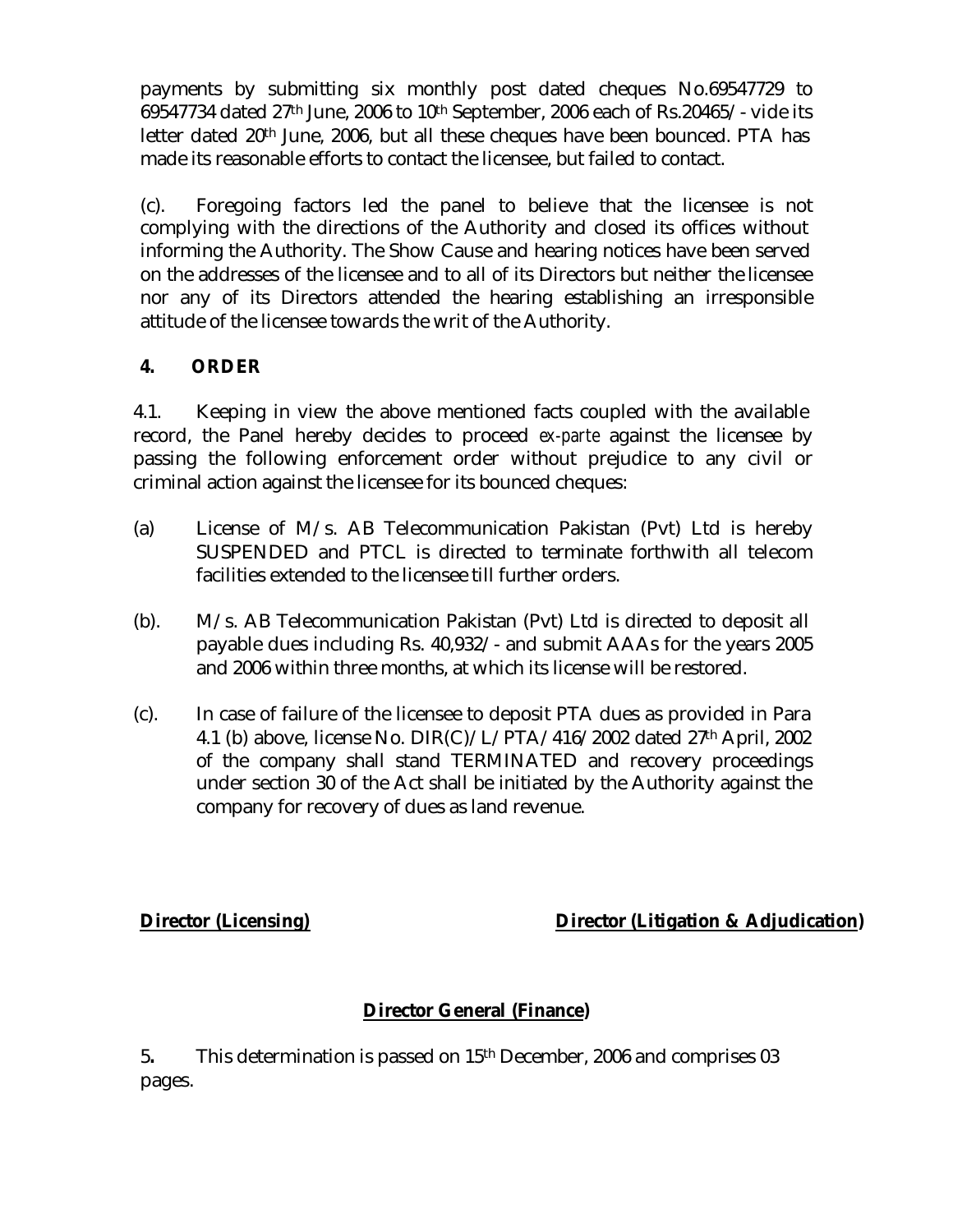payments by submitting six monthly post dated cheques No.69547729 to 69547734 dated 27th June, 2006 to 10th September, 2006 each of Rs.20465/- vide its letter dated 20th June, 2006, but all these cheques have been bounced. PTA has made its reasonable efforts to contact the licensee, but failed to contact.

(c). Foregoing factors led the panel to believe that the licensee is not complying with the directions of the Authority and closed its offices without informing the Authority. The Show Cause and hearing notices have been served on the addresses of the licensee and to all of its Directors but neither the licensee nor any of its Directors attended the hearing establishing an irresponsible attitude of the licensee towards the writ of the Authority.

**4. ORDER**

4.1. Keeping in view the above mentioned facts coupled with the available record, the Panel hereby decides to proceed *ex-parte* against the licensee by passing the following enforcement order without prejudice to any civil or criminal action against the licensee for its bounced cheques:

(a) License of M/s. AB Telecommunication Pakistan (Pvt) Ltd is hereby SUSPENDED and PTCL is directed to terminate forthwith all telecom facilities extended to the licensee till further orders.

(b). M/s. AB Telecommunication Pakistan (Pvt) Ltd is directed to deposit all payable dues including Rs. 40,932/- and submit AAAs for the years 2005 and 2006 within three months, at which its license will be restored.

(c). In case of failure of the licensee to deposit PTA dues as provided in Para 4.1 (b) above, license No. DIR(C)/L/PTA/416/2002 dated 27th April, 2002 of the company shall stand TERMINATED and recovery proceedings under section 30 of the Act shall be initiated by the Authority against the company for recovery of dues as land revenue.

**Director (Licensing)** **Director (Litigation & Adjudication)**

**Director General (Finance)**

5. This determination is passed on 15th December, 2006 and comprises 03 pages.